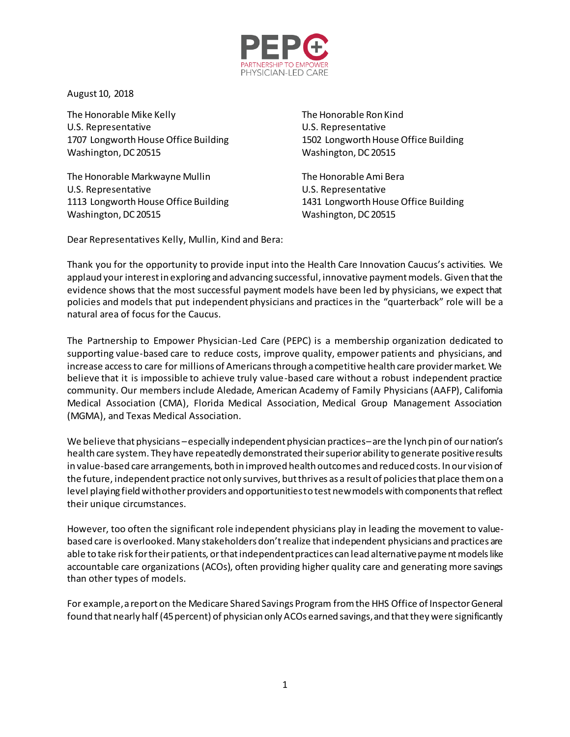PEPC
PARTNERSHIP TO EMPOWER
PHYSICIAN-LED CARE

August 10, 2018

The Honorable Mike Kelly
U.S. Representative
1707 Longworth House Office Building
Washington, DC 20515

The Honorable Ron Kind
U.S. Representative
1502 Longworth House Office Building
Washington, DC 20515

The Honorable Markwayne Mullin
U.S. Representative
1113 Longworth House Office Building
Washington, DC 20515

The Honorable Ami Bera
U.S. Representative
1431 Longworth House Office Building
Washington, DC 20515

Dear Representatives Kelly, Mullin, Kind and Bera:

Thank you for the opportunity to provide input into the Health Care Innovation Caucus's activities. We applaud your interest in exploring and advancing successful, innovative payment models. Given that the evidence shows that the most successful payment models have been led by physicians, we expect that policies and models that put independent physicians and practices in the "quarterback" role will be a natural area of focus for the Caucus.

The Partnership to Empower Physician-Led Care (PEPC) is a membership organization dedicated to supporting value-based care to reduce costs, improve quality, empower patients and physicians, and increase access to care for millions of Americans through a competitive health care provider market. We believe that it is impossible to achieve truly value-based care without a robust independent practice community. Our members include Aledade, American Academy of Family Physicians (AAFP), California Medical Association (CMA), Florida Medical Association, Medical Group Management Association (MGMA), and Texas Medical Association.

We believe that physicians – especially independent physician practices – are the lynch pin of our nation's health care system. They have repeatedly demonstrated their superior ability to generate positive results in value-based care arrangements, both in improved health outcomes and reduced costs. In our vision of the future, independent practice not only survives, but thrives as a result of policies that place them on a level playing field with other providers and opportunities to test new models with components that reflect their unique circumstances.

However, too often the significant role independent physicians play in leading the movement to value-based care is overlooked. Many stakeholders don't realize that independent physicians and practices are able to take risk for their patients, or that independent practices can lead alternative payment models like accountable care organizations (ACOs), often providing higher quality care and generating more savings than other types of models.

For example, a report on the Medicare Shared Savings Program from the HHS Office of Inspector General found that nearly half (45 percent) of physician only ACOs earned savings, and that they were significantly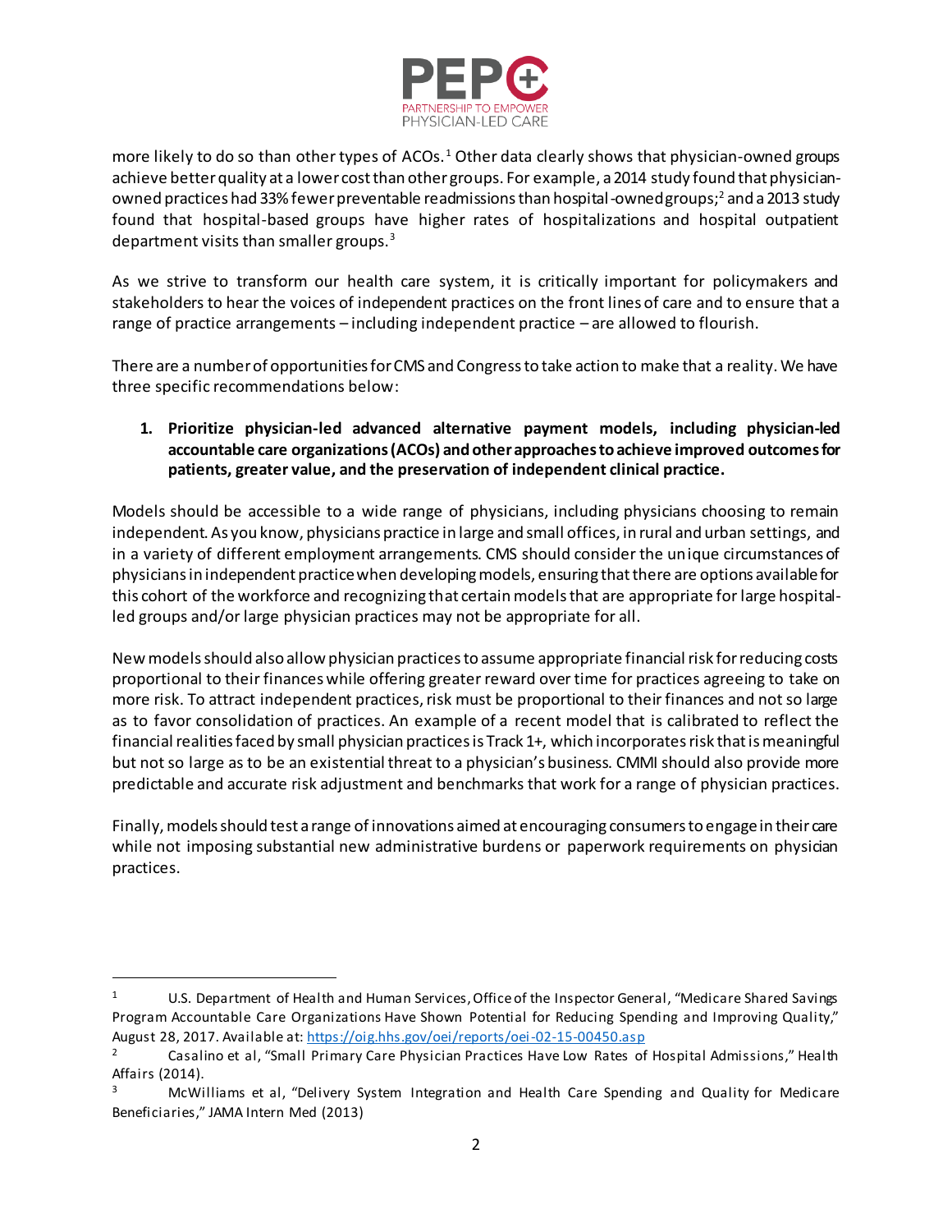more likely to do so than other types of ACOs.[1] Other data clearly shows that physician-owned groups achieve better quality at a lower cost than other groups. For example, a 2014 study found that physician-owned practices had 33% fewer preventable readmissions than hospital-owned groups;[2] and a 2013 study found that hospital-based groups have higher rates of hospitalizations and hospital outpatient department visits than smaller groups.[3]

As we strive to transform our health care system, it is critically important for policymakers and stakeholders to hear the voices of independent practices on the front lines of care and to ensure that a range of practice arrangements – including independent practice – are allowed to flourish.

There are a number of opportunities for CMS and Congress to take action to make that a reality. We have three specific recommendations below:

1. **Prioritize physician-led advanced alternative payment models, including physician-led accountable care organizations (ACOs) and other approaches to achieve improved outcomes for patients, greater value, and the preservation of independent clinical practice.**

Models should be accessible to a wide range of physicians, including physicians choosing to remain independent. As you know, physicians practice in large and small offices, in rural and urban settings, and in a variety of different employment arrangements. CMS should consider the unique circumstances of physicians in independent practice when developing models, ensuring that there are options available for this cohort of the workforce and recognizing that certain models that are appropriate for large hospital-led groups and/or large physician practices may not be appropriate for all.

New models should also allow physician practices to assume appropriate financial risk for reducing costs proportional to their finances while offering greater reward over time for practices agreeing to take on more risk. To attract independent practices, risk must be proportional to their finances and not so large as to favor consolidation of practices. An example of a recent model that is calibrated to reflect the financial realities faced by small physician practices is Track 1+, which incorporates risk that is meaningful but not so large as to be an existential threat to a physician's business. CMMI should also provide more predictable and accurate risk adjustment and benchmarks that work for a range of physician practices.

Finally, models should test a range of innovations aimed at encouraging consumers to engage in their care while not imposing substantial new administrative burdens or paperwork requirements on physician practices.

---

[1] U.S. Department of Health and Human Services, Office of the Inspector General, "Medicare Shared Savings Program Accountable Care Organizations Have Shown Potential for Reducing Spending and Improving Quality," August 28, 2017. Available at: https://oig.hhs.gov/oei/reports/oei-02-15-00450.asp

[2] Casalino et al, "Small Primary Care Physician Practices Have Low Rates of Hospital Admissions," Health Affairs (2014).

[3] McWilliams et al, "Delivery System Integration and Health Care Spending and Quality for Medicare Beneficiaries," JAMA Intern Med (2013)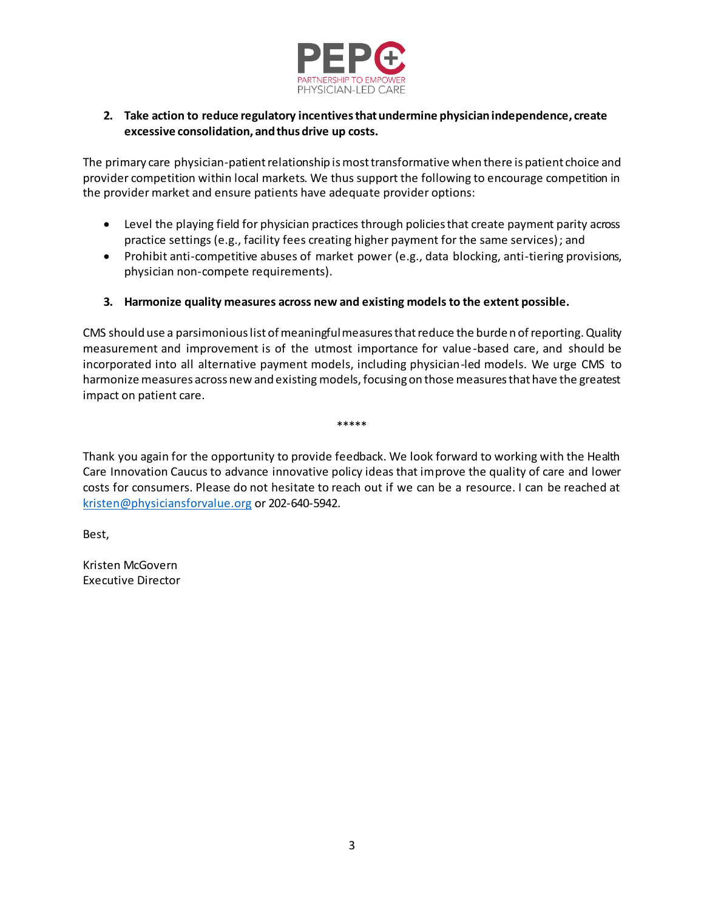PEPC

PARTNERSHIP TO EMPOWER PHYSICIAN-LED CARE

2. **Take action to reduce regulatory incentives that undermine physician independence, create excessive consolidation, and thus drive up costs.**

The primary care physician-patient relationship is most transformative when there is patient choice and provider competition within local markets. We thus support the following to encourage competition in the provider market and ensure patients have adequate provider options:

- Level the playing field for physician practices through policies that create payment parity across practice settings (e.g., facility fees creating higher payment for the same services); and
- Prohibit anti-competitive abuses of market power (e.g., data blocking, anti-tiering provisions, physician non-compete requirements).

3. **Harmonize quality measures across new and existing models to the extent possible.**

CMS should use a parsimonious list of meaningful measures that reduce the burden of reporting. Quality measurement and improvement is of the utmost importance for value-based care, and should be incorporated into all alternative payment models, including physician-led models. We urge CMS to harmonize measures across new and existing models, focusing on those measures that have the greatest impact on patient care.

*****

Thank you again for the opportunity to provide feedback. We look forward to working with the Health Care Innovation Caucus to advance innovative policy ideas that improve the quality of care and lower costs for consumers. Please do not hesitate to reach out if we can be a resource. I can be reached at kristen@physiciansforvalue.org or 202-640-5942.

Best,

Kristen McGovern
Executive Director